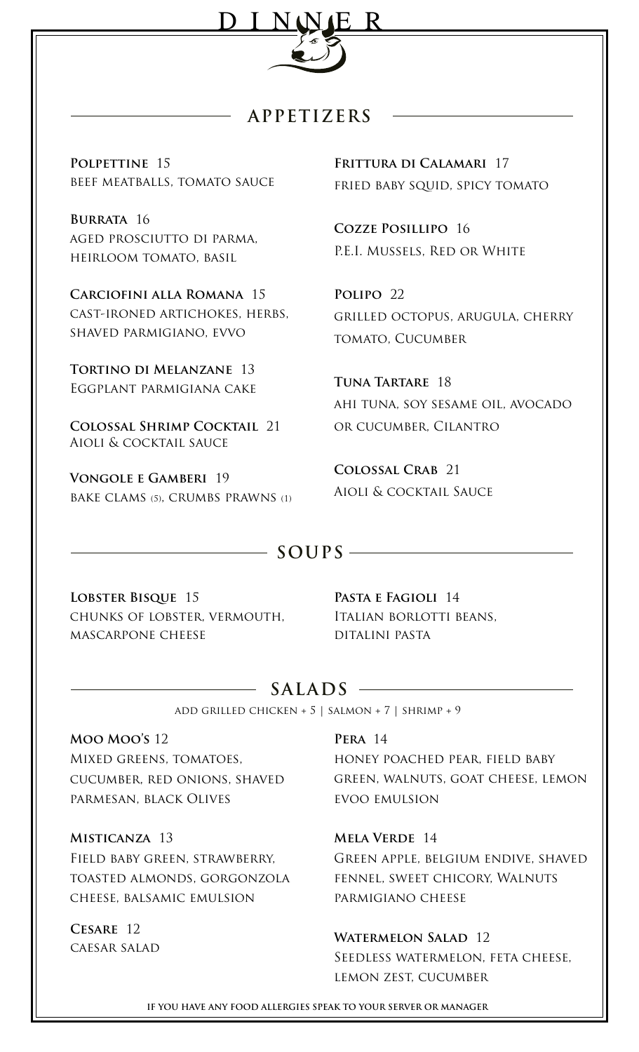# DINNER

## APPETIZERS

**Polpettine** 15
beef meatballs, tomato sauce

**Burrata** 16
aged prosciutto di parma, heirloom tomato, basil

**Carciofini alla Romana** 15
cast-ironed artichokes, herbs, shaved parmigiano, evvo

**Tortino di Melanzane** 13
Eggplant parmigiana cake

**Colossal Shrimp Cocktail** 21
Aioli & cocktail sauce

**Vongole e Gamberi** 19
bake clams (5), crumbs prawns (1)

**Frittura di Calamari** 17
fried baby squid, spicy tomato

**Cozze Posillipo** 16
P.E.I. Mussels, Red or White

**Polipo** 22
grilled octopus, arugula, cherry tomato, Cucumber

**Tuna Tartare** 18
ahi tuna, soy sesame oil, avocado or cucumber, Cilantro

**Colossal Crab** 21
Aioli & cocktail Sauce

## SOUPS

**Lobster Bisque** 15
chunks of lobster, vermouth, mascarpone cheese

**Pasta e Fagioli** 14
Italian borlotti beans, ditalini pasta

## SALADS

add grilled chicken + 5 | salmon + 7 | shrimp + 9

**Moo Moo's** 12
Mixed greens, tomatoes, cucumber, red onions, shaved parmesan, black Olives

**Misticanza** 13
Field baby green, strawberry, toasted almonds, gorgonzola cheese, balsamic emulsion

**Cesare** 12
caesar salad

**Pera** 14
honey poached pear, field baby green, walnuts, goat cheese, lemon evoo emulsion

**Mela Verde** 14
Green apple, belgium endive, shaved fennel, sweet chicory, Walnuts parmigiano cheese

**Watermelon Salad** 12
Seedless watermelon, feta cheese, lemon zest, cucumber

**if you have any food allergies speak to your server or manager**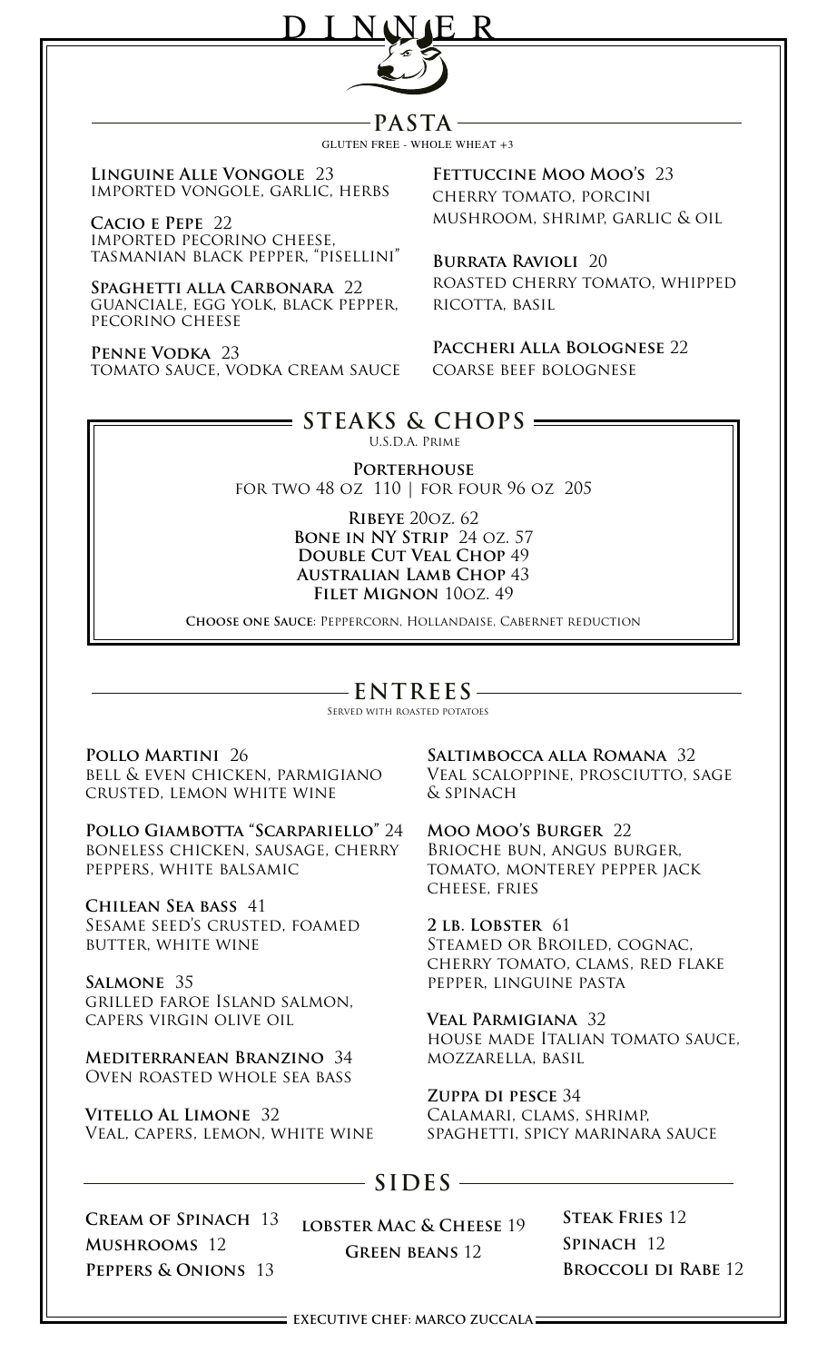# DINNER

## PASTA

GLUTEN FREE - WHOLE WHEAT +3

**Linguine Alle Vongole** 23
IMPORTED VONGOLE, GARLIC, HERBS

**Cacio e Pepe** 22
IMPORTED PECORINO CHEESE, TASMANIAN BLACK PEPPER, "PISELLINI"

**Spaghetti alla Carbonara** 22
GUANCIALE, EGG YOLK, BLACK PEPPER, PECORINO CHEESE

**Penne Vodka** 23
TOMATO SAUCE, VODKA CREAM SAUCE

**Fettuccine Moo Moo's** 23
CHERRY TOMATO, PORCINI MUSHROOM, SHRIMP, GARLIC & OIL

**Burrata Ravioli** 20
ROASTED CHERRY TOMATO, WHIPPED RICOTTA, BASIL

**Paccheri Alla Bolognese** 22
COARSE BEEF BOLOGNESE

## STEAKS & CHOPS

U.S.D.A. Prime

**Porterhouse**
FOR TWO 48 OZ 110 | FOR FOUR 96 OZ 205

**Ribeye** 20OZ. 62
**Bone in NY Strip** 24 OZ. 57
**Double Cut Veal Chop** 49
**Australian Lamb Chop** 43
**Filet Mignon** 10OZ. 49

**Choose one Sauce**: Peppercorn, Hollandaise, Cabernet reduction

## ENTREES

Served with roasted potatoes

**Pollo Martini** 26
BELL & EVEN CHICKEN, PARMIGIANO CRUSTED, LEMON WHITE WINE

**Pollo Giambotta "Scarpariello"** 24
BONELESS CHICKEN, SAUSAGE, CHERRY PEPPERS, WHITE BALSAMIC

**Chilean Sea bass** 41
Sesame seed's crusted, foamed butter, white wine

**Salmone** 35
grilled Faroe Island salmon, capers virgin olive oil

**Mediterranean Branzino** 34
Oven roasted whole sea bass

**Vitello Al Limone** 32
Veal, capers, lemon, white wine

**Saltimbocca alla Romana** 32
Veal scaloppine, prosciutto, sage & spinach

**Moo Moo's Burger** 22
Brioche bun, angus burger, tomato, Monterey pepper jack cheese, fries

**2 lb. Lobster** 61
Steamed or Broiled, cognac, cherry tomato, clams, red flake pepper, linguine pasta

**Veal Parmigiana** 32
house made Italian tomato sauce, mozzarella, basil

**Zuppa di pesce** 34
Calamari, clams, shrimp, spaghetti, spicy marinara sauce

## SIDES

**Cream of Spinach** 13
**Mushrooms** 12
**Peppers & Onions** 13
**lobster Mac & Cheese** 19
**Green beans** 12
**Steak Fries** 12
**Spinach** 12
**Broccoli di Rabe** 12

EXECUTIVE CHEF: MARCO ZUCCALA